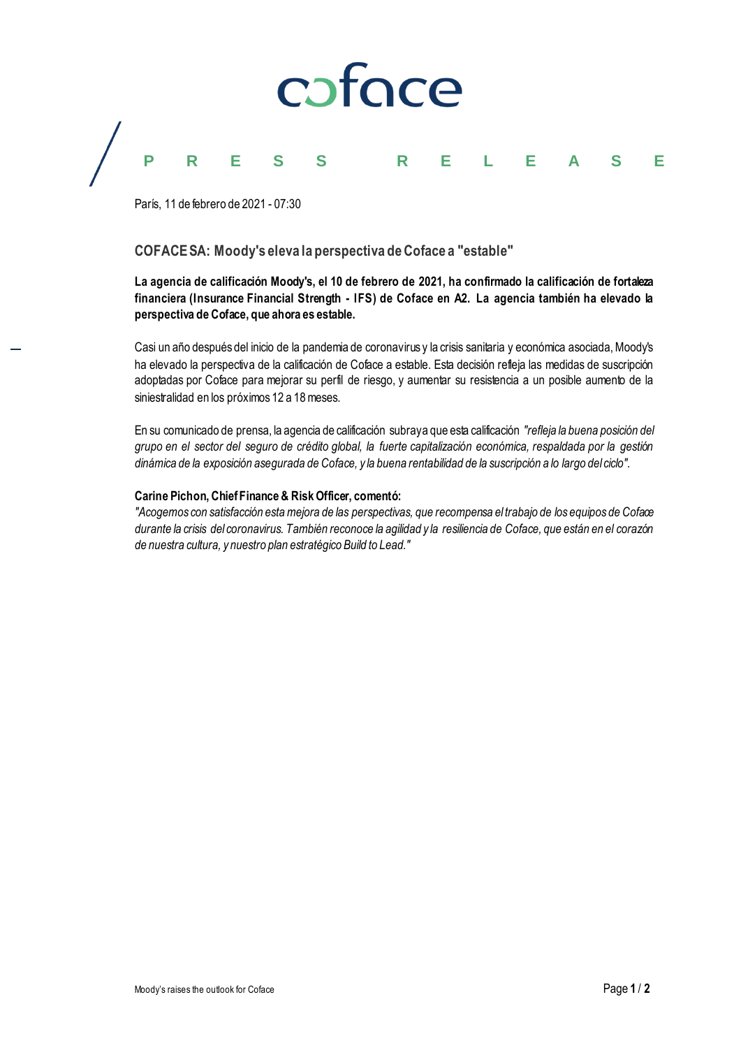# PRESS RELEASE

París, 11 de febrero de 2021 - 07:30

## COFACE SA: Moody's eleva la perspectiva de Coface a "estable"

**La agencia de calificación Moody's, el 10 de febrero de 2021, ha confirmado la calificación de fortaleza financiera (Insurance Financial Strength - IFS) de Coface en A2. La agencia también ha elevado la perspectiva de Coface, que ahora es estable.**

Casi un año después del inicio de la pandemia de coronavirus y la crisis sanitaria y económica asociada, Moody's ha elevado la perspectiva de la calificación de Coface a estable. Esta decisión refleja las medidas de suscripción adoptadas por Coface para mejorar su perfil de riesgo, y aumentar su resistencia a un posible aumento de la siniestralidad en los próximos 12 a 18 meses.

En su comunicado de prensa, la agencia de calificación subraya que esta calificación *"refleja la buena posición del grupo en el sector del seguro de crédito global, la fuerte capitalización económica, respaldada por la gestión dinámica de la exposición asegurada de Coface, y la buena rentabilidad de la suscripción a lo largo del ciclo"*.

**Carine Pichon, Chief Finance & Risk Officer, comentó:**
*"Acogemos con satisfacción esta mejora de las perspectivas, que recompensa el trabajo de los equipos de Coface durante la crisis del coronavirus. También reconoce la agilidad y la resiliencia de Coface, que están en el corazón de nuestra cultura, y nuestro plan estratégico Build to Lead."*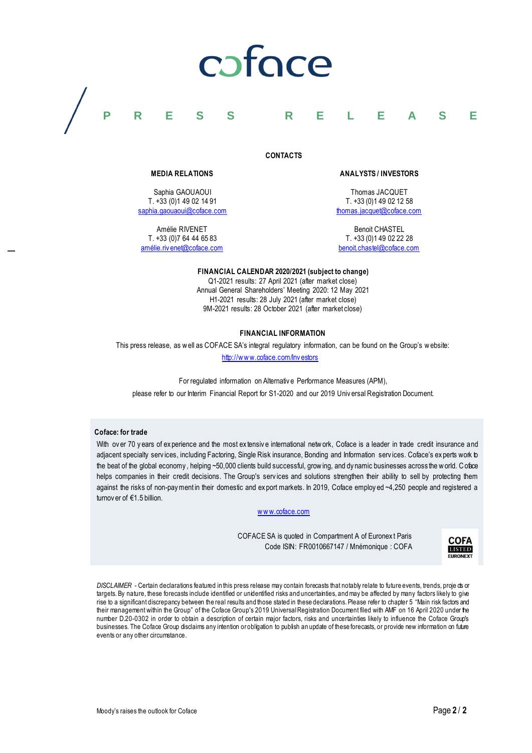# PRESS RELEASE

**CONTACTS**

**MEDIA RELATIONS**

Saphia GAOUAOUI
T. +33 (0)1 49 02 14 91
saphia.gaouaoui@coface.com

Amélie RIVENET
T. +33 (0)7 64 44 65 83
amélie.rivenet@coface.com

**ANALYSTS / INVESTORS**

Thomas JACQUET
T. +33 (0)1 49 02 12 58
thomas.jacquet@coface.com

Benoit CHASTEL
T. +33 (0)1 49 02 22 28
benoit.chastel@coface.com

**FINANCIAL CALENDAR 2020/2021 (subject to change)**
Q1-2021 results: 27 April 2021 (after market close)
Annual General Shareholders' Meeting 2020: 12 May 2021
H1-2021 results: 28 July 2021 (after market close)
9M-2021 results: 28 October 2021 (after market close)

**FINANCIAL INFORMATION**

This press release, as well as COFACE SA's integral regulatory information, can be found on the Group's website:
http://www.coface.com/Investors

For regulated information on Alternative Performance Measures (APM),
please refer to our Interim Financial Report for S1-2020 and our 2019 Universal Registration Document.

**Coface: for trade**

With over 70 years of experience and the most extensive international network, Coface is a leader in trade credit insurance and adjacent specialty services, including Factoring, Single Risk insurance, Bonding and Information services. Coface's experts work to the beat of the global economy, helping ~50,000 clients build successful, growing, and dynamic businesses across the world. Coface helps companies in their credit decisions. The Group's services and solutions strengthen their ability to sell by protecting them against the risks of non-payment in their domestic and export markets. In 2019, Coface employed ~4,250 people and registered a turnover of €1.5 billion.

www.coface.com

COFACE SA is quoted in Compartment A of Euronext Paris
Code ISIN: FR0010667147 / Mnémonique : COFA

COFA LISTED EURONEXT

*DISCLAIMER* - Certain declarations featured in this press release may contain forecasts that notably relate to future events, trends, projects or targets. By nature, these forecasts include identified or unidentified risks and uncertainties, and may be affected by many factors likely to give rise to a significant discrepancy between the real results and those stated in these declarations. Please refer to chapter 5 "Main risk factors and their management within the Group" of the Coface Group's 2019 Universal Registration Document filed with AMF on 16 April 2020 under the number D.20-0302 in order to obtain a description of certain major factors, risks and uncertainties likely to influence the Coface Group's businesses. The Coface Group disclaims any intention or obligation to publish an update of these forecasts, or provide new information on future events or any other circumstance.